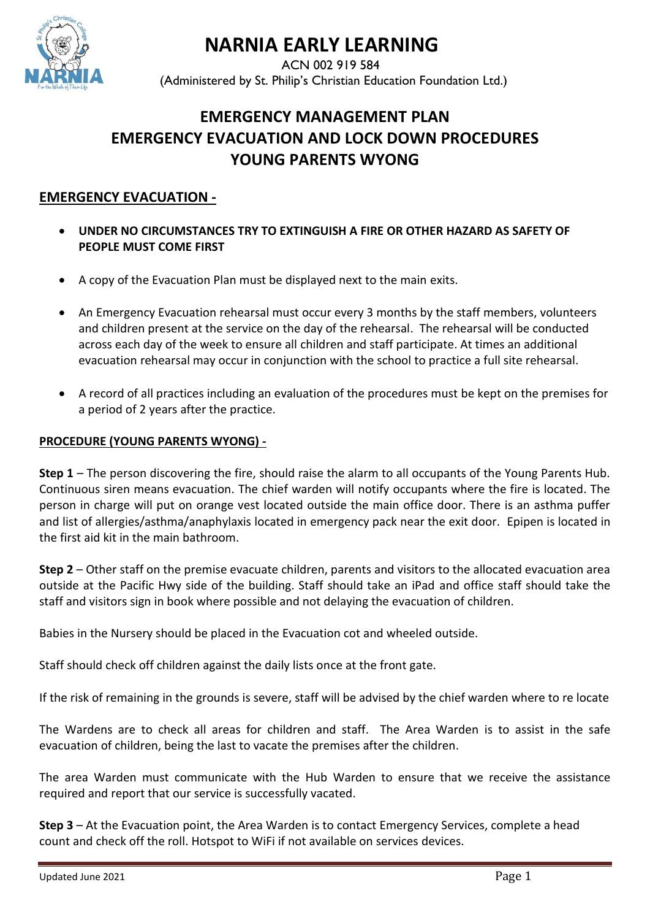# NARNIA EARLY LEARNING

ACN 002 919 584
(Administered by St. Philip's Christian Education Foundation Ltd.)

## EMERGENCY MANAGEMENT PLAN
## EMERGENCY EVACUATION AND LOCK DOWN PROCEDURES
## YOUNG PARENTS WYONG

### EMERGENCY EVACUATION -

- **UNDER NO CIRCUMSTANCES TRY TO EXTINGUISH A FIRE OR OTHER HAZARD AS SAFETY OF PEOPLE MUST COME FIRST**
- A copy of the Evacuation Plan must be displayed next to the main exits.
- An Emergency Evacuation rehearsal must occur every 3 months by the staff members, volunteers and children present at the service on the day of the rehearsal. The rehearsal will be conducted across each day of the week to ensure all children and staff participate. At times an additional evacuation rehearsal may occur in conjunction with the school to practice a full site rehearsal.
- A record of all practices including an evaluation of the procedures must be kept on the premises for a period of 2 years after the practice.

**PROCEDURE (YOUNG PARENTS WYONG) -**

**Step 1** – The person discovering the fire, should raise the alarm to all occupants of the Young Parents Hub. Continuous siren means evacuation. The chief warden will notify occupants where the fire is located. The person in charge will put on orange vest located outside the main office door. There is an asthma puffer and list of allergies/asthma/anaphylaxis located in emergency pack near the exit door. Epipen is located in the first aid kit in the main bathroom.

**Step 2** – Other staff on the premise evacuate children, parents and visitors to the allocated evacuation area outside at the Pacific Hwy side of the building. Staff should take an iPad and office staff should take the staff and visitors sign in book where possible and not delaying the evacuation of children.

Babies in the Nursery should be placed in the Evacuation cot and wheeled outside.

Staff should check off children against the daily lists once at the front gate.

If the risk of remaining in the grounds is severe, staff will be advised by the chief warden where to re locate

The Wardens are to check all areas for children and staff. The Area Warden is to assist in the safe evacuation of children, being the last to vacate the premises after the children.

The area Warden must communicate with the Hub Warden to ensure that we receive the assistance required and report that our service is successfully vacated.

**Step 3** – At the Evacuation point, the Area Warden is to contact Emergency Services, complete a head count and check off the roll. Hotspot to WiFi if not available on services devices.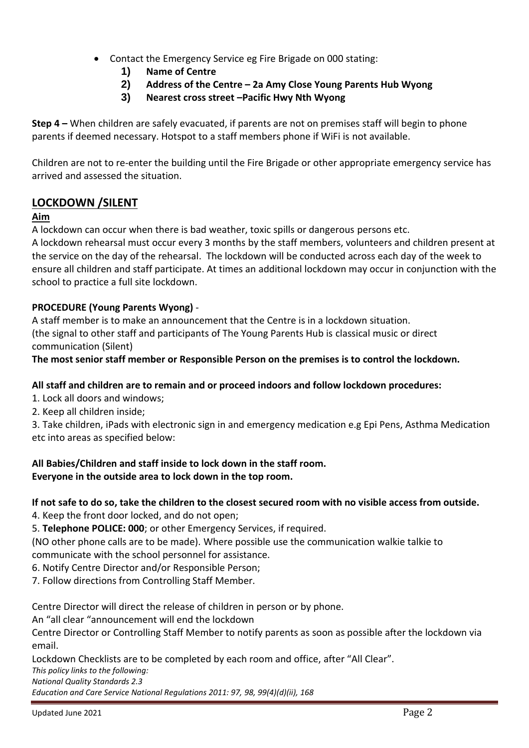- Contact the Emergency Service eg Fire Brigade on 000 stating:
    1) **Name of Centre**
    2) **Address of the Centre – 2a Amy Close Young Parents Hub Wyong**
    3) **Nearest cross street –Pacific Hwy Nth Wyong**

**Step 4 –** When children are safely evacuated, if parents are not on premises staff will begin to phone parents if deemed necessary. Hotspot to a staff members phone if WiFi is not available.

Children are not to re-enter the building until the Fire Brigade or other appropriate emergency service has arrived and assessed the situation.

## LOCKDOWN /SILENT

**Aim**

A lockdown can occur when there is bad weather, toxic spills or dangerous persons etc.

A lockdown rehearsal must occur every 3 months by the staff members, volunteers and children present at the service on the day of the rehearsal. The lockdown will be conducted across each day of the week to ensure all children and staff participate. At times an additional lockdown may occur in conjunction with the school to practice a full site lockdown.

**PROCEDURE (Young Parents Wyong)** -

A staff member is to make an announcement that the Centre is in a lockdown situation.
(the signal to other staff and participants of The Young Parents Hub is classical music or direct communication (Silent)

**The most senior staff member or Responsible Person on the premises is to control the lockdown.**

**All staff and children are to remain and or proceed indoors and follow lockdown procedures:**

1. Lock all doors and windows;
2. Keep all children inside;
3. Take children, iPads with electronic sign in and emergency medication e.g Epi Pens, Asthma Medication etc into areas as specified below:

**All Babies/Children and staff inside to lock down in the staff room.**
**Everyone in the outside area to lock down in the top room.**

**If not safe to do so, take the children to the closest secured room with no visible access from outside.**

4. Keep the front door locked, and do not open;
5. **Telephone POLICE: 000**; or other Emergency Services, if required.
(NO other phone calls are to be made). Where possible use the communication walkie talkie to communicate with the school personnel for assistance.
6. Notify Centre Director and/or Responsible Person;
7. Follow directions from Controlling Staff Member.

Centre Director will direct the release of children in person or by phone.

An "all clear "announcement will end the lockdown

Centre Director or Controlling Staff Member to notify parents as soon as possible after the lockdown via email.

Lockdown Checklists are to be completed by each room and office, after "All Clear".

*This policy links to the following:*
*National Quality Standards 2.3*
*Education and Care Service National Regulations 2011: 97, 98, 99(4)(d)(ii), 168*

Updated June 2021